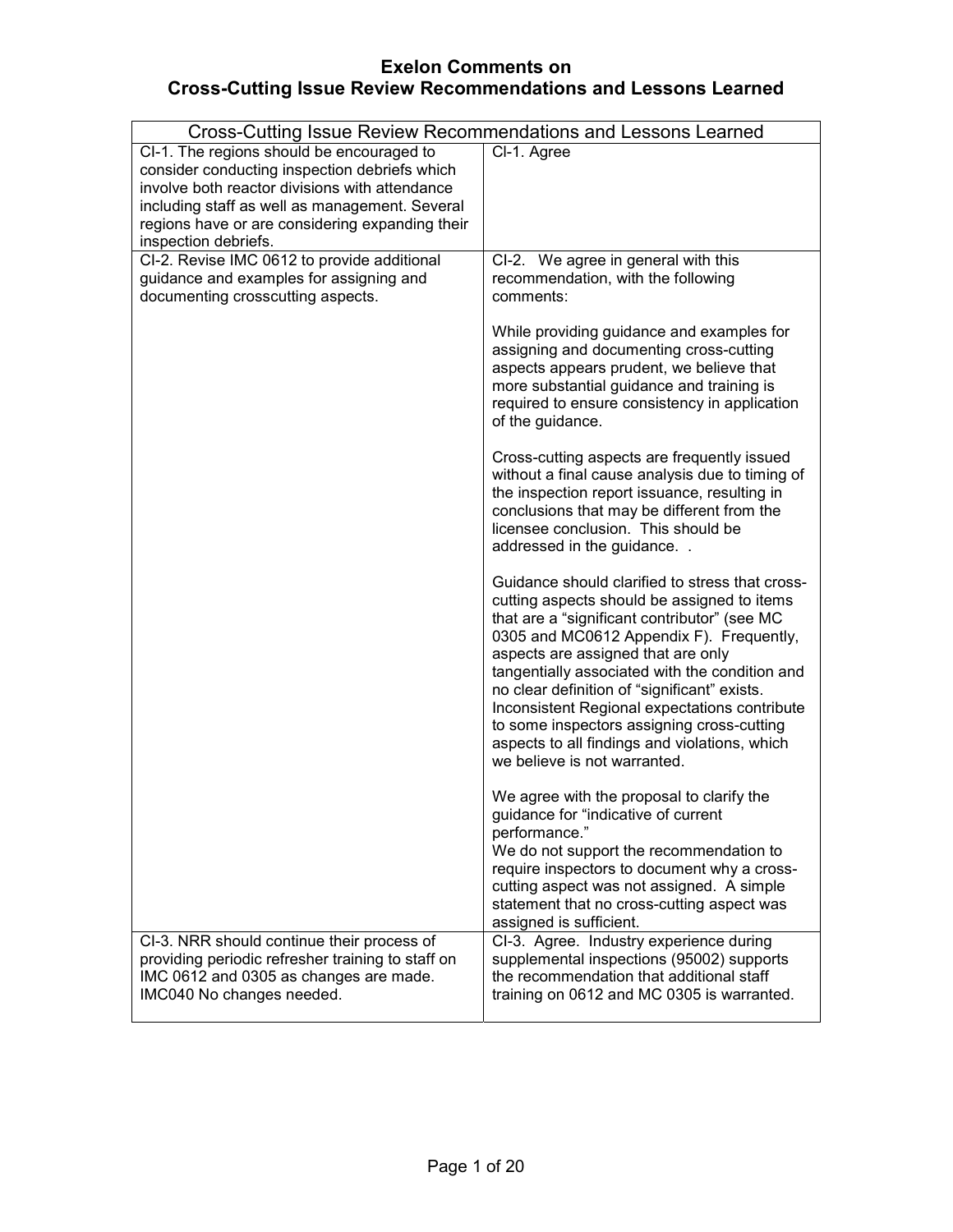# Exelon Comments on Cross-Cutting Issue Review Recommendations and Lessons Learned

| Cross-Cutting Issue Review Recommendations and Lessons Learned | |
|---|---|
| CI-1. The regions should be encouraged to consider conducting inspection debriefs which involve both reactor divisions with attendance including staff as well as management. Several regions have or are considering expanding their inspection debriefs. | CI-1. Agree |
| CI-2. Revise IMC 0612 to provide additional guidance and examples for assigning and documenting crosscutting aspects. | CI-2. We agree in general with this recommendation, with the following comments:<br><br>While providing guidance and examples for assigning and documenting cross-cutting aspects appears prudent, we believe that more substantial guidance and training is required to ensure consistency in application of the guidance.<br><br>Cross-cutting aspects are frequently issued without a final cause analysis due to timing of the inspection report issuance, resulting in conclusions that may be different from the licensee conclusion. This should be addressed in the guidance. .<br><br>Guidance should clarified to stress that cross-cutting aspects should be assigned to items that are a "significant contributor" (see MC 0305 and MC0612 Appendix F). Frequently, aspects are assigned that are only tangentially associated with the condition and no clear definition of "significant" exists. Inconsistent Regional expectations contribute to some inspectors assigning cross-cutting aspects to all findings and violations, which we believe is not warranted.<br><br>We agree with the proposal to clarify the guidance for "indicative of current performance."<br>We do not support the recommendation to require inspectors to document why a cross-cutting aspect was not assigned. A simple statement that no cross-cutting aspect was assigned is sufficient. |
| CI-3. NRR should continue their process of providing periodic refresher training to staff on IMC 0612 and 0305 as changes are made. IMC040 No changes needed. | CI-3. Agree. Industry experience during supplemental inspections (95002) supports the recommendation that additional staff training on 0612 and MC 0305 is warranted. |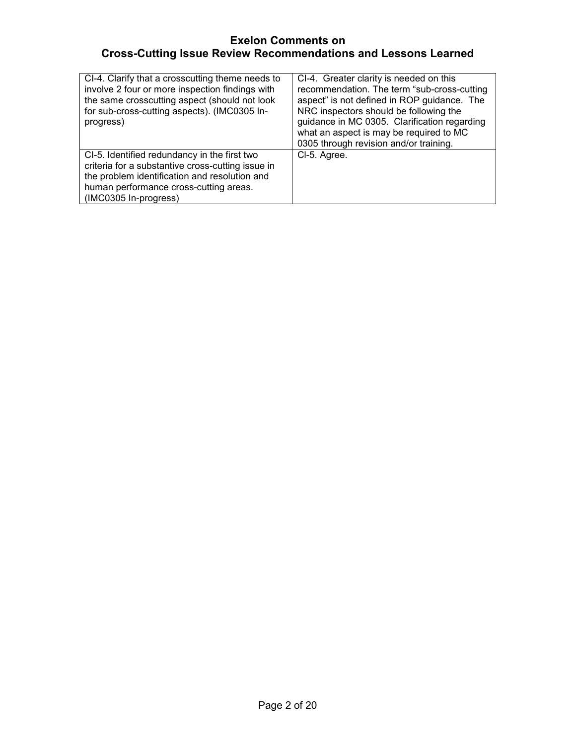# Exelon Comments on Cross-Cutting Issue Review Recommendations and Lessons Learned

| | |
|---|---|
| CI-4. Clarify that a crosscutting theme needs to involve 2 four or more inspection findings with the same crosscutting aspect (should not look for sub-cross-cutting aspects). (IMC0305 In-progress) | CI-4. Greater clarity is needed on this recommendation. The term "sub-cross-cutting aspect" is not defined in ROP guidance. The NRC inspectors should be following the guidance in MC 0305. Clarification regarding what an aspect is may be required to MC 0305 through revision and/or training. |
| CI-5. Identified redundancy in the first two criteria for a substantive cross-cutting issue in the problem identification and resolution and human performance cross-cutting areas. (IMC0305 In-progress) | CI-5. Agree. |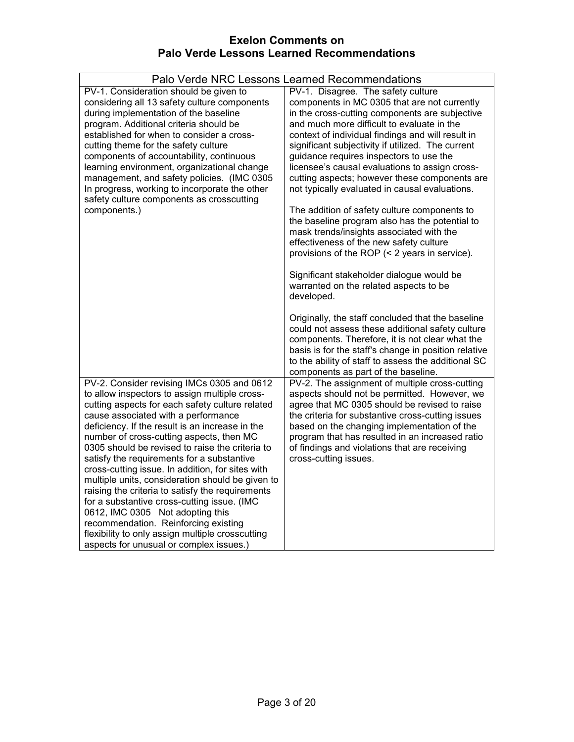# Exelon Comments on Palo Verde Lessons Learned Recommendations

| Palo Verde NRC Lessons Learned Recommendations | |
|---|---|
| PV-1. Consideration should be given to considering all 13 safety culture components during implementation of the baseline program. Additional criteria should be established for when to consider a cross-cutting theme for the safety culture components of accountability, continuous learning environment, organizational change management, and safety policies. (IMC 0305 In progress, working to incorporate the other safety culture components as crosscutting components.) | PV-1. Disagree. The safety culture components in MC 0305 that are not currently in the cross-cutting components are subjective and much more difficult to evaluate in the context of individual findings and will result in significant subjectivity if utilized. The current guidance requires inspectors to use the licensee's causal evaluations to assign cross-cutting aspects; however these components are not typically evaluated in causal evaluations.<br><br>The addition of safety culture components to the baseline program also has the potential to mask trends/insights associated with the effectiveness of the new safety culture provisions of the ROP (< 2 years in service).<br><br>Significant stakeholder dialogue would be warranted on the related aspects to be developed.<br><br>Originally, the staff concluded that the baseline could not assess these additional safety culture components. Therefore, it is not clear what the basis is for the staff's change in position relative to the ability of staff to assess the additional SC components as part of the baseline. |
| PV-2. Consider revising IMCs 0305 and 0612 to allow inspectors to assign multiple cross-cutting aspects for each safety culture related cause associated with a performance deficiency. If the result is an increase in the number of cross-cutting aspects, then MC 0305 should be revised to raise the criteria to satisfy the requirements for a substantive cross-cutting issue. In addition, for sites with multiple units, consideration should be given to raising the criteria to satisfy the requirements for a substantive cross-cutting issue. (IMC 0612, IMC 0305 Not adopting this recommendation. Reinforcing existing flexibility to only assign multiple crosscutting aspects for unusual or complex issues.) | PV-2. The assignment of multiple cross-cutting aspects should not be permitted. However, we agree that MC 0305 should be revised to raise the criteria for substantive cross-cutting issues based on the changing implementation of the program that has resulted in an increased ratio of findings and violations that are receiving cross-cutting issues. |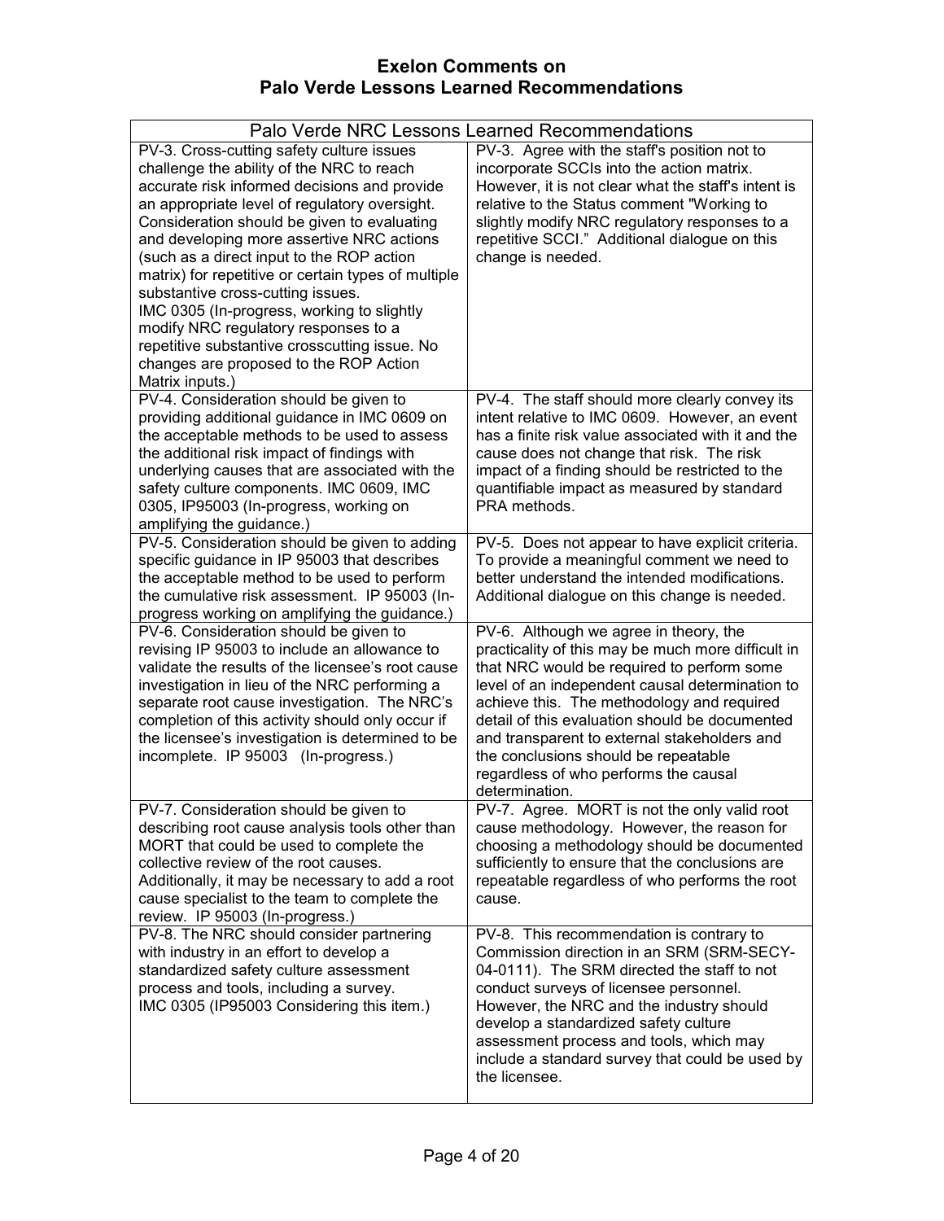# Exelon Comments on Palo Verde Lessons Learned Recommendations

| Palo Verde NRC Lessons Learned Recommendations | |
|---|---|
| PV-3. Cross-cutting safety culture issues challenge the ability of the NRC to reach accurate risk informed decisions and provide an appropriate level of regulatory oversight. Consideration should be given to evaluating and developing more assertive NRC actions (such as a direct input to the ROP action matrix) for repetitive or certain types of multiple substantive cross-cutting issues.<br>IMC 0305 (In-progress, working to slightly modify NRC regulatory responses to a repetitive substantive crosscutting issue. No changes are proposed to the ROP Action Matrix inputs.) | PV-3. Agree with the staff's position not to incorporate SCCIs into the action matrix. However, it is not clear what the staff's intent is relative to the Status comment "Working to slightly modify NRC regulatory responses to a repetitive SCCI." Additional dialogue on this change is needed. |
| PV-4. Consideration should be given to providing additional guidance in IMC 0609 on the acceptable methods to be used to assess the additional risk impact of findings with underlying causes that are associated with the safety culture components. IMC 0609, IMC 0305, IP95003 (In-progress, working on amplifying the guidance.) | PV-4. The staff should more clearly convey its intent relative to IMC 0609. However, an event has a finite risk value associated with it and the cause does not change that risk. The risk impact of a finding should be restricted to the quantifiable impact as measured by standard PRA methods. |
| PV-5. Consideration should be given to adding specific guidance in IP 95003 that describes the acceptable method to be used to perform the cumulative risk assessment. IP 95003 (In-progress working on amplifying the guidance.) | PV-5. Does not appear to have explicit criteria. To provide a meaningful comment we need to better understand the intended modifications. Additional dialogue on this change is needed. |
| PV-6. Consideration should be given to revising IP 95003 to include an allowance to validate the results of the licensee's root cause investigation in lieu of the NRC performing a separate root cause investigation. The NRC's completion of this activity should only occur if the licensee's investigation is determined to be incomplete. IP 95003 (In-progress.) | PV-6. Although we agree in theory, the practicality of this may be much more difficult in that NRC would be required to perform some level of an independent causal determination to achieve this. The methodology and required detail of this evaluation should be documented and transparent to external stakeholders and the conclusions should be repeatable regardless of who performs the causal determination. |
| PV-7. Consideration should be given to describing root cause analysis tools other than MORT that could be used to complete the collective review of the root causes. Additionally, it may be necessary to add a root cause specialist to the team to complete the review. IP 95003 (In-progress.) | PV-7. Agree. MORT is not the only valid root cause methodology. However, the reason for choosing a methodology should be documented sufficiently to ensure that the conclusions are repeatable regardless of who performs the root cause. |
| PV-8. The NRC should consider partnering with industry in an effort to develop a standardized safety culture assessment process and tools, including a survey.<br>IMC 0305 (IP95003 Considering this item.) | PV-8. This recommendation is contrary to Commission direction in an SRM (SRM-SECY-04-0111). The SRM directed the staff to not conduct surveys of licensee personnel. However, the NRC and the industry should develop a standardized safety culture assessment process and tools, which may include a standard survey that could be used by the licensee. |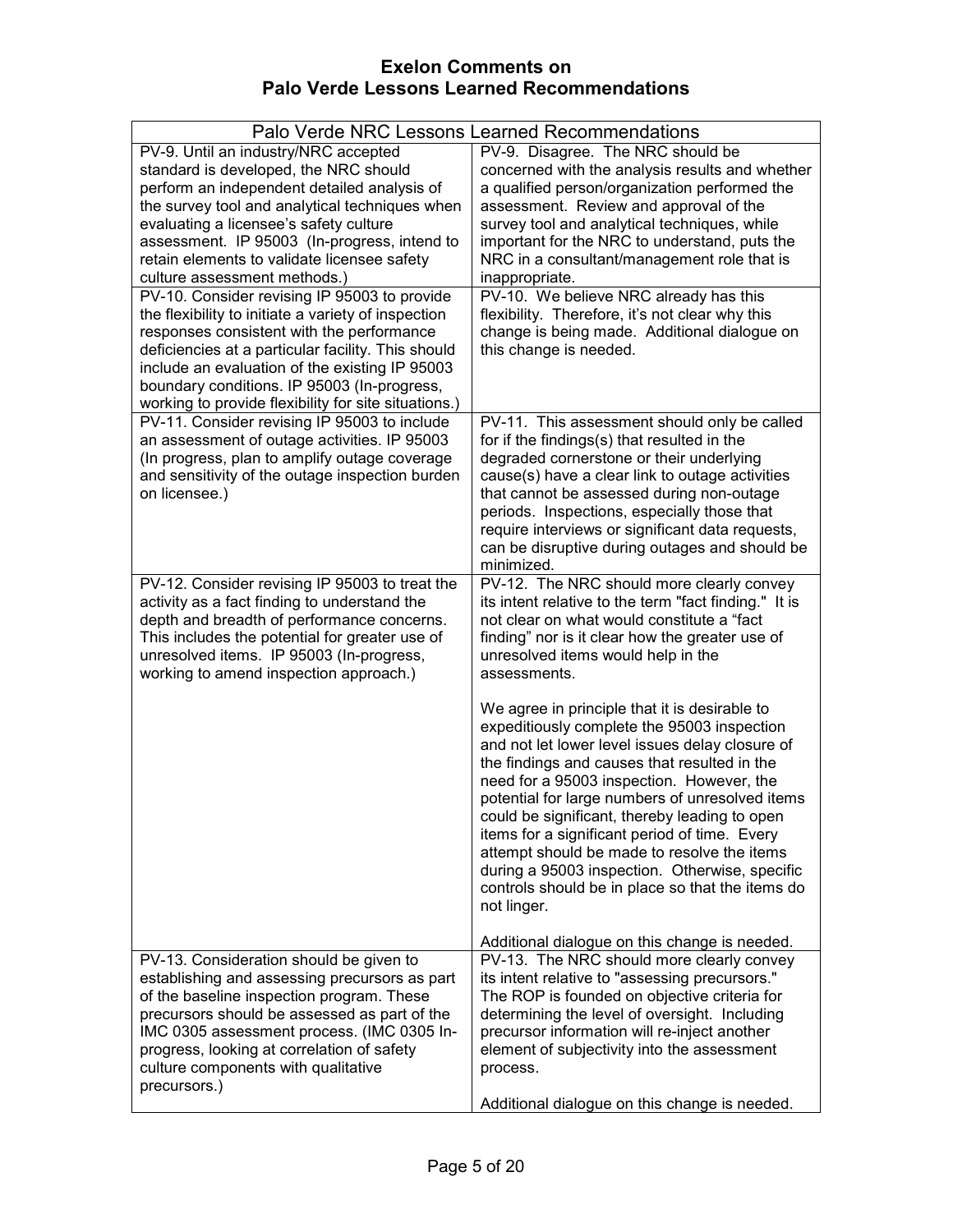# Exelon Comments on Palo Verde Lessons Learned Recommendations

| Palo Verde NRC Lessons Learned Recommendations | |
|---|---|
| PV-9. Until an industry/NRC accepted standard is developed, the NRC should perform an independent detailed analysis of the survey tool and analytical techniques when evaluating a licensee's safety culture assessment. IP 95003 (In-progress, intend to retain elements to validate licensee safety culture assessment methods.) | PV-9. Disagree. The NRC should be concerned with the analysis results and whether a qualified person/organization performed the assessment. Review and approval of the survey tool and analytical techniques, while important for the NRC to understand, puts the NRC in a consultant/management role that is inappropriate. |
| PV-10. Consider revising IP 95003 to provide the flexibility to initiate a variety of inspection responses consistent with the performance deficiencies at a particular facility. This should include an evaluation of the existing IP 95003 boundary conditions. IP 95003 (In-progress, working to provide flexibility for site situations.) | PV-10. We believe NRC already has this flexibility. Therefore, it's not clear why this change is being made. Additional dialogue on this change is needed. |
| PV-11. Consider revising IP 95003 to include an assessment of outage activities. IP 95003 (In progress, plan to amplify outage coverage and sensitivity of the outage inspection burden on licensee.) | PV-11. This assessment should only be called for if the findings(s) that resulted in the degraded cornerstone or their underlying cause(s) have a clear link to outage activities that cannot be assessed during non-outage periods. Inspections, especially those that require interviews or significant data requests, can be disruptive during outages and should be minimized. |
| PV-12. Consider revising IP 95003 to treat the activity as a fact finding to understand the depth and breadth of performance concerns. This includes the potential for greater use of unresolved items. IP 95003 (In-progress, working to amend inspection approach.) | PV-12. The NRC should more clearly convey its intent relative to the term "fact finding." It is not clear on what would constitute a "fact finding" nor is it clear how the greater use of unresolved items would help in the assessments.<br><br>We agree in principle that it is desirable to expeditiously complete the 95003 inspection and not let lower level issues delay closure of the findings and causes that resulted in the need for a 95003 inspection. However, the potential for large numbers of unresolved items could be significant, thereby leading to open items for a significant period of time. Every attempt should be made to resolve the items during a 95003 inspection. Otherwise, specific controls should be in place so that the items do not linger.<br><br>Additional dialogue on this change is needed. |
| PV-13. Consideration should be given to establishing and assessing precursors as part of the baseline inspection program. These precursors should be assessed as part of the IMC 0305 assessment process. (IMC 0305 In-progress, looking at correlation of safety culture components with qualitative precursors.) | PV-13. The NRC should more clearly convey its intent relative to "assessing precursors." The ROP is founded on objective criteria for determining the level of oversight. Including precursor information will re-inject another element of subjectivity into the assessment process.<br><br>Additional dialogue on this change is needed. |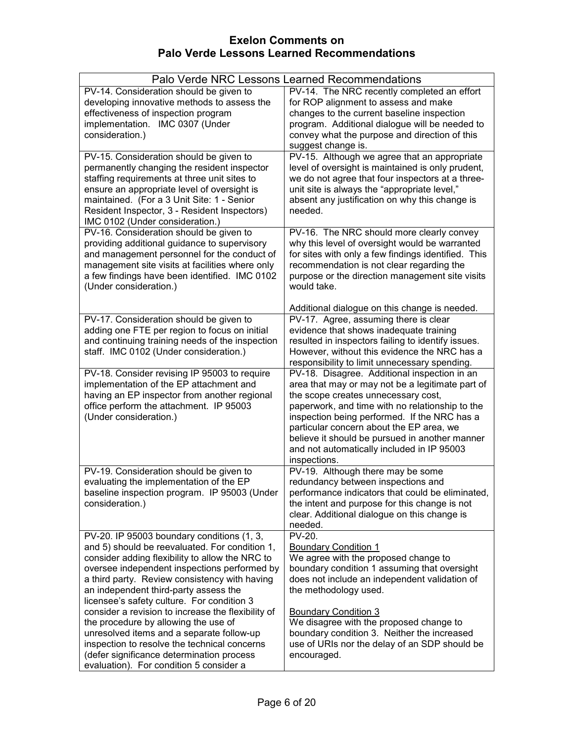# Exelon Comments on Palo Verde Lessons Learned Recommendations

| Palo Verde NRC Lessons Learned Recommendations | |
|---|---|
| PV-14. Consideration should be given to developing innovative methods to assess the effectiveness of inspection program implementation. IMC 0307 (Under consideration.) | PV-14. The NRC recently completed an effort for ROP alignment to assess and make changes to the current baseline inspection program. Additional dialogue will be needed to convey what the purpose and direction of this suggest change is. |
| PV-15. Consideration should be given to permanently changing the resident inspector staffing requirements at three unit sites to ensure an appropriate level of oversight is maintained. (For a 3 Unit Site: 1 - Senior Resident Inspector, 3 - Resident Inspectors) IMC 0102 (Under consideration.) | PV-15. Although we agree that an appropriate level of oversight is maintained is only prudent, we do not agree that four inspectors at a three-unit site is always the "appropriate level," absent any justification on why this change is needed. |
| PV-16. Consideration should be given to providing additional guidance to supervisory and management personnel for the conduct of management site visits at facilities where only a few findings have been identified. IMC 0102 (Under consideration.) | PV-16. The NRC should more clearly convey why this level of oversight would be warranted for sites with only a few findings identified. This recommendation is not clear regarding the purpose or the direction management site visits would take.<br><br>Additional dialogue on this change is needed. |
| PV-17. Consideration should be given to adding one FTE per region to focus on initial and continuing training needs of the inspection staff. IMC 0102 (Under consideration.) | PV-17. Agree, assuming there is clear evidence that shows inadequate training resulted in inspectors failing to identify issues. However, without this evidence the NRC has a responsibility to limit unnecessary spending. |
| PV-18. Consider revising IP 95003 to require implementation of the EP attachment and having an EP inspector from another regional office perform the attachment. IP 95003 (Under consideration.) | PV-18. Disagree. Additional inspection in an area that may or may not be a legitimate part of the scope creates unnecessary cost, paperwork, and time with no relationship to the inspection being performed. If the NRC has a particular concern about the EP area, we believe it should be pursued in another manner and not automatically included in IP 95003 inspections. |
| PV-19. Consideration should be given to evaluating the implementation of the EP baseline inspection program. IP 95003 (Under consideration.) | PV-19. Although there may be some redundancy between inspections and performance indicators that could be eliminated, the intent and purpose for this change is not clear. Additional dialogue on this change is needed. |
| PV-20. IP 95003 boundary conditions (1, 3, and 5) should be reevaluated. For condition 1, consider adding flexibility to allow the NRC to oversee independent inspections performed by a third party. Review consistency with having an independent third-party assess the licensee's safety culture. For condition 3 consider a revision to increase the flexibility of the procedure by allowing the use of unresolved items and a separate follow-up inspection to resolve the technical concerns (defer significance determination process evaluation). For condition 5 consider a | PV-20.<br><br><ins>Boundary Condition 1</ins><br>We agree with the proposed change to boundary condition 1 assuming that oversight does not include an independent validation of the methodology used.<br><br><ins>Boundary Condition 3</ins><br>We disagree with the proposed change to boundary condition 3. Neither the increased use of URIs nor the delay of an SDP should be encouraged. |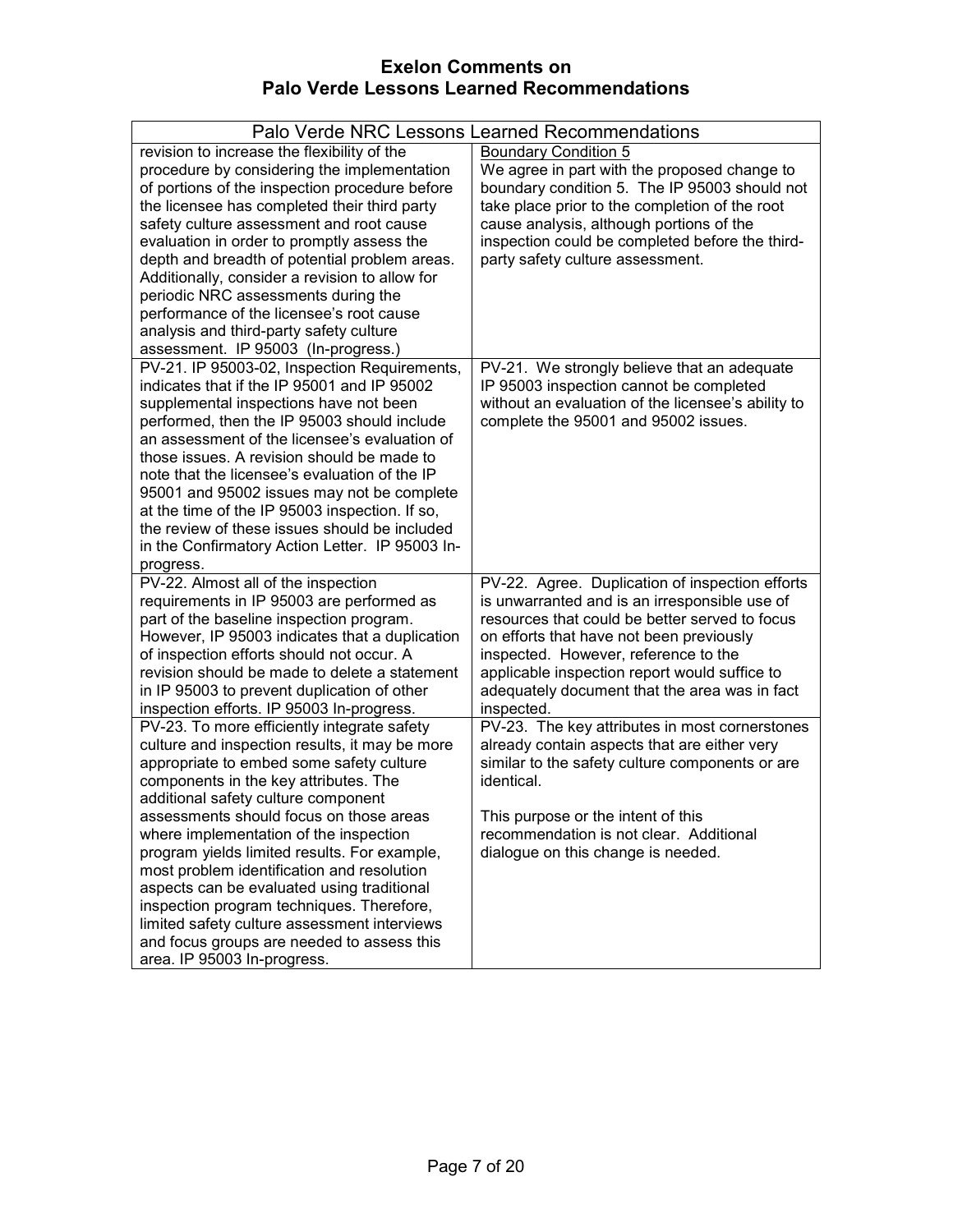# Exelon Comments on Palo Verde Lessons Learned Recommendations

| Palo Verde NRC Lessons Learned Recommendations | |
|---|---|
| revision to increase the flexibility of the procedure by considering the implementation of portions of the inspection procedure before the licensee has completed their third party safety culture assessment and root cause evaluation in order to promptly assess the depth and breadth of potential problem areas. Additionally, consider a revision to allow for periodic NRC assessments during the performance of the licensee's root cause analysis and third-party safety culture assessment. IP 95003 (In-progress.) | <u>Boundary Condition 5</u><br>We agree in part with the proposed change to boundary condition 5. The IP 95003 should not take place prior to the completion of the root cause analysis, although portions of the inspection could be completed before the third-party safety culture assessment. |
| PV-21. IP 95003-02, Inspection Requirements, indicates that if the IP 95001 and IP 95002 supplemental inspections have not been performed, then the IP 95003 should include an assessment of the licensee's evaluation of those issues. A revision should be made to note that the licensee's evaluation of the IP 95001 and 95002 issues may not be complete at the time of the IP 95003 inspection. If so, the review of these issues should be included in the Confirmatory Action Letter. IP 95003 In-progress. | PV-21. We strongly believe that an adequate IP 95003 inspection cannot be completed without an evaluation of the licensee's ability to complete the 95001 and 95002 issues. |
| PV-22. Almost all of the inspection requirements in IP 95003 are performed as part of the baseline inspection program. However, IP 95003 indicates that a duplication of inspection efforts should not occur. A revision should be made to delete a statement in IP 95003 to prevent duplication of other inspection efforts. IP 95003 In-progress. | PV-22. Agree. Duplication of inspection efforts is unwarranted and is an irresponsible use of resources that could be better served to focus on efforts that have not been previously inspected. However, reference to the applicable inspection report would suffice to adequately document that the area was in fact inspected. |
| PV-23. To more efficiently integrate safety culture and inspection results, it may be more appropriate to embed some safety culture components in the key attributes. The additional safety culture component assessments should focus on those areas where implementation of the inspection program yields limited results. For example, most problem identification and resolution aspects can be evaluated using traditional inspection program techniques. Therefore, limited safety culture assessment interviews and focus groups are needed to assess this area. IP 95003 In-progress. | PV-23. The key attributes in most cornerstones already contain aspects that are either very similar to the safety culture components or are identical.<br><br>This purpose or the intent of this recommendation is not clear. Additional dialogue on this change is needed. |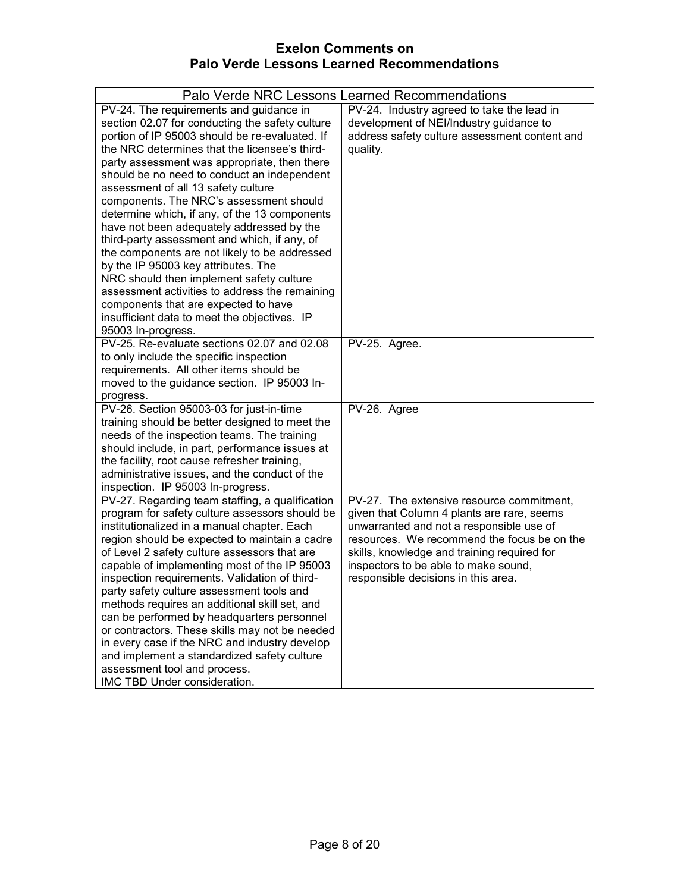# Exelon Comments on Palo Verde Lessons Learned Recommendations

| Palo Verde NRC Lessons Learned Recommendations | |
|---|---|
| PV-24. The requirements and guidance in section 02.07 for conducting the safety culture portion of IP 95003 should be re-evaluated. If the NRC determines that the licensee's third-party assessment was appropriate, then there should be no need to conduct an independent assessment of all 13 safety culture components. The NRC's assessment should determine which, if any, of the 13 components have not been adequately addressed by the third-party assessment and which, if any, of the components are not likely to be addressed by the IP 95003 key attributes. The NRC should then implement safety culture assessment activities to address the remaining components that are expected to have insufficient data to meet the objectives. IP 95003 In-progress. | PV-24. Industry agreed to take the lead in development of NEI/Industry guidance to address safety culture assessment content and quality. |
| PV-25. Re-evaluate sections 02.07 and 02.08 to only include the specific inspection requirements. All other items should be moved to the guidance section. IP 95003 In-progress. | PV-25. Agree. |
| PV-26. Section 95003-03 for just-in-time training should be better designed to meet the needs of the inspection teams. The training should include, in part, performance issues at the facility, root cause refresher training, administrative issues, and the conduct of the inspection. IP 95003 In-progress. | PV-26. Agree |
| PV-27. Regarding team staffing, a qualification program for safety culture assessors should be institutionalized in a manual chapter. Each region should be expected to maintain a cadre of Level 2 safety culture assessors that are capable of implementing most of the IP 95003 inspection requirements. Validation of third-party safety culture assessment tools and methods requires an additional skill set, and can be performed by headquarters personnel or contractors. These skills may not be needed in every case if the NRC and industry develop and implement a standardized safety culture assessment tool and process. IMC TBD Under consideration. | PV-27. The extensive resource commitment, given that Column 4 plants are rare, seems unwarranted and not a responsible use of resources. We recommend the focus be on the skills, knowledge and training required for inspectors to be able to make sound, responsible decisions in this area. |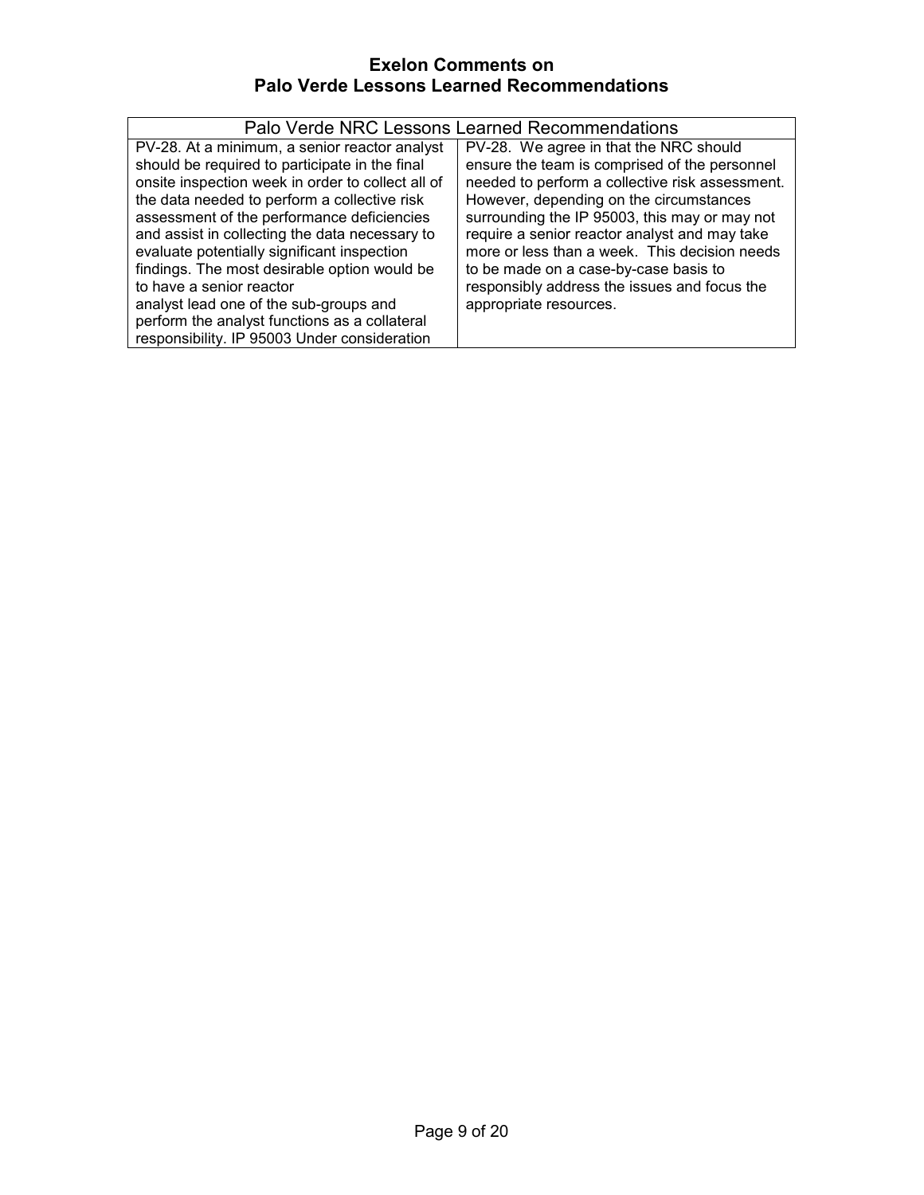# Exelon Comments on
# Palo Verde Lessons Learned Recommendations

| Palo Verde NRC Lessons Learned Recommendations | |
|---|---|
| PV-28. At a minimum, a senior reactor analyst should be required to participate in the final onsite inspection week in order to collect all of the data needed to perform a collective risk assessment of the performance deficiencies and assist in collecting the data necessary to evaluate potentially significant inspection findings. The most desirable option would be to have a senior reactor analyst lead one of the sub-groups and perform the analyst functions as a collateral responsibility. IP 95003 Under consideration | PV-28. We agree in that the NRC should ensure the team is comprised of the personnel needed to perform a collective risk assessment. However, depending on the circumstances surrounding the IP 95003, this may or may not require a senior reactor analyst and may take more or less than a week. This decision needs to be made on a case-by-case basis to responsibly address the issues and focus the appropriate resources. |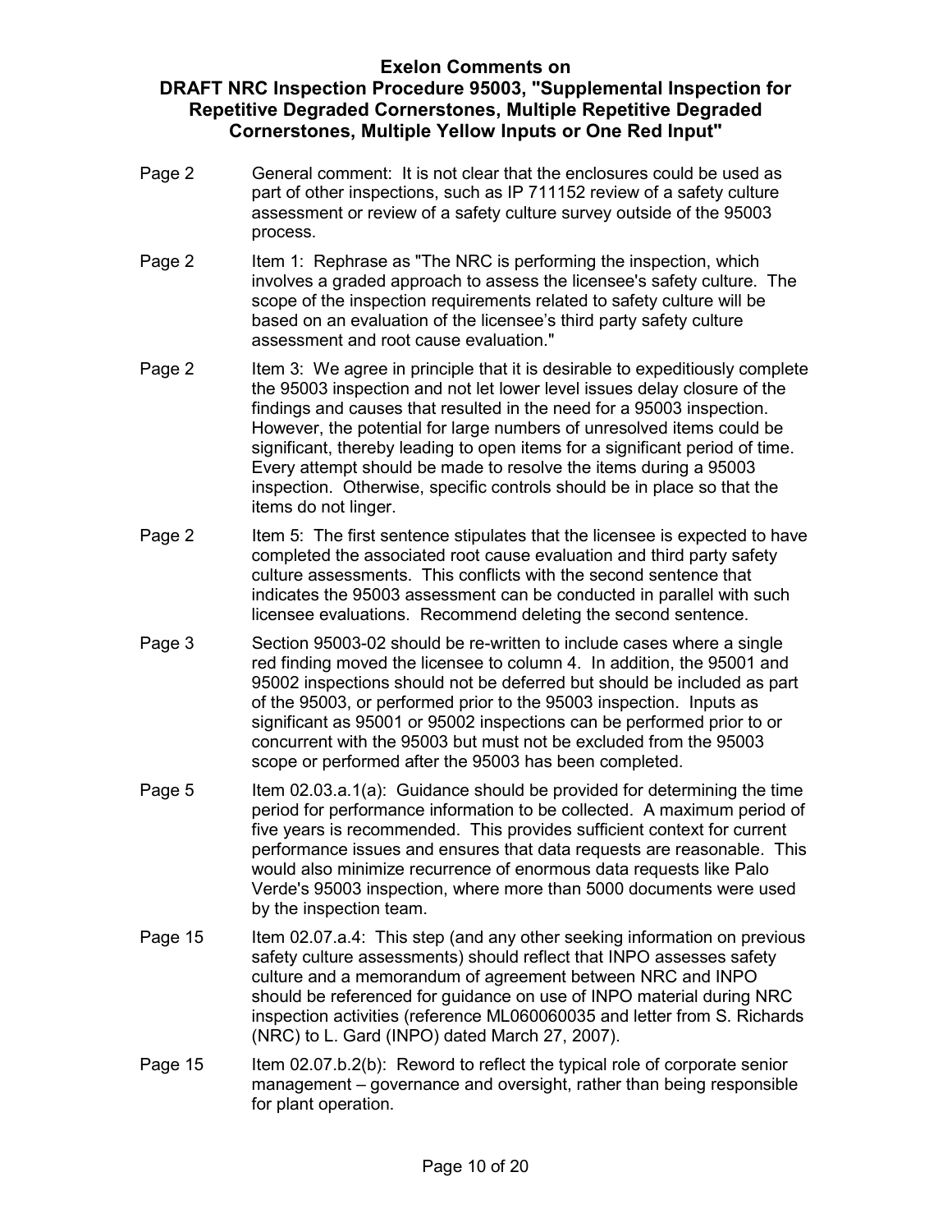**Exelon Comments on DRAFT NRC Inspection Procedure 95003, "Supplemental Inspection for Repetitive Degraded Cornerstones, Multiple Repetitive Degraded Cornerstones, Multiple Yellow Inputs or One Red Input"**

| | |
|---|---|
| Page 2 | General comment: It is not clear that the enclosures could be used as part of other inspections, such as IP 711152 review of a safety culture assessment or review of a safety culture survey outside of the 95003 process. |
| Page 2 | Item 1: Rephrase as "The NRC is performing the inspection, which involves a graded approach to assess the licensee's safety culture. The scope of the inspection requirements related to safety culture will be based on an evaluation of the licensee's third party safety culture assessment and root cause evaluation." |
| Page 2 | Item 3: We agree in principle that it is desirable to expeditiously complete the 95003 inspection and not let lower level issues delay closure of the findings and causes that resulted in the need for a 95003 inspection. However, the potential for large numbers of unresolved items could be significant, thereby leading to open items for a significant period of time. Every attempt should be made to resolve the items during a 95003 inspection. Otherwise, specific controls should be in place so that the items do not linger. |
| Page 2 | Item 5: The first sentence stipulates that the licensee is expected to have completed the associated root cause evaluation and third party safety culture assessments. This conflicts with the second sentence that indicates the 95003 assessment can be conducted in parallel with such licensee evaluations. Recommend deleting the second sentence. |
| Page 3 | Section 95003-02 should be re-written to include cases where a single red finding moved the licensee to column 4. In addition, the 95001 and 95002 inspections should not be deferred but should be included as part of the 95003, or performed prior to the 95003 inspection. Inputs as significant as 95001 or 95002 inspections can be performed prior to or concurrent with the 95003 but must not be excluded from the 95003 scope or performed after the 95003 has been completed. |
| Page 5 | Item 02.03.a.1(a): Guidance should be provided for determining the time period for performance information to be collected. A maximum period of five years is recommended. This provides sufficient context for current performance issues and ensures that data requests are reasonable. This would also minimize recurrence of enormous data requests like Palo Verde's 95003 inspection, where more than 5000 documents were used by the inspection team. |
| Page 15 | Item 02.07.a.4: This step (and any other seeking information on previous safety culture assessments) should reflect that INPO assesses safety culture and a memorandum of agreement between NRC and INPO should be referenced for guidance on use of INPO material during NRC inspection activities (reference ML060060035 and letter from S. Richards (NRC) to L. Gard (INPO) dated March 27, 2007). |
| Page 15 | Item 02.07.b.2(b): Reword to reflect the typical role of corporate senior management – governance and oversight, rather than being responsible for plant operation. |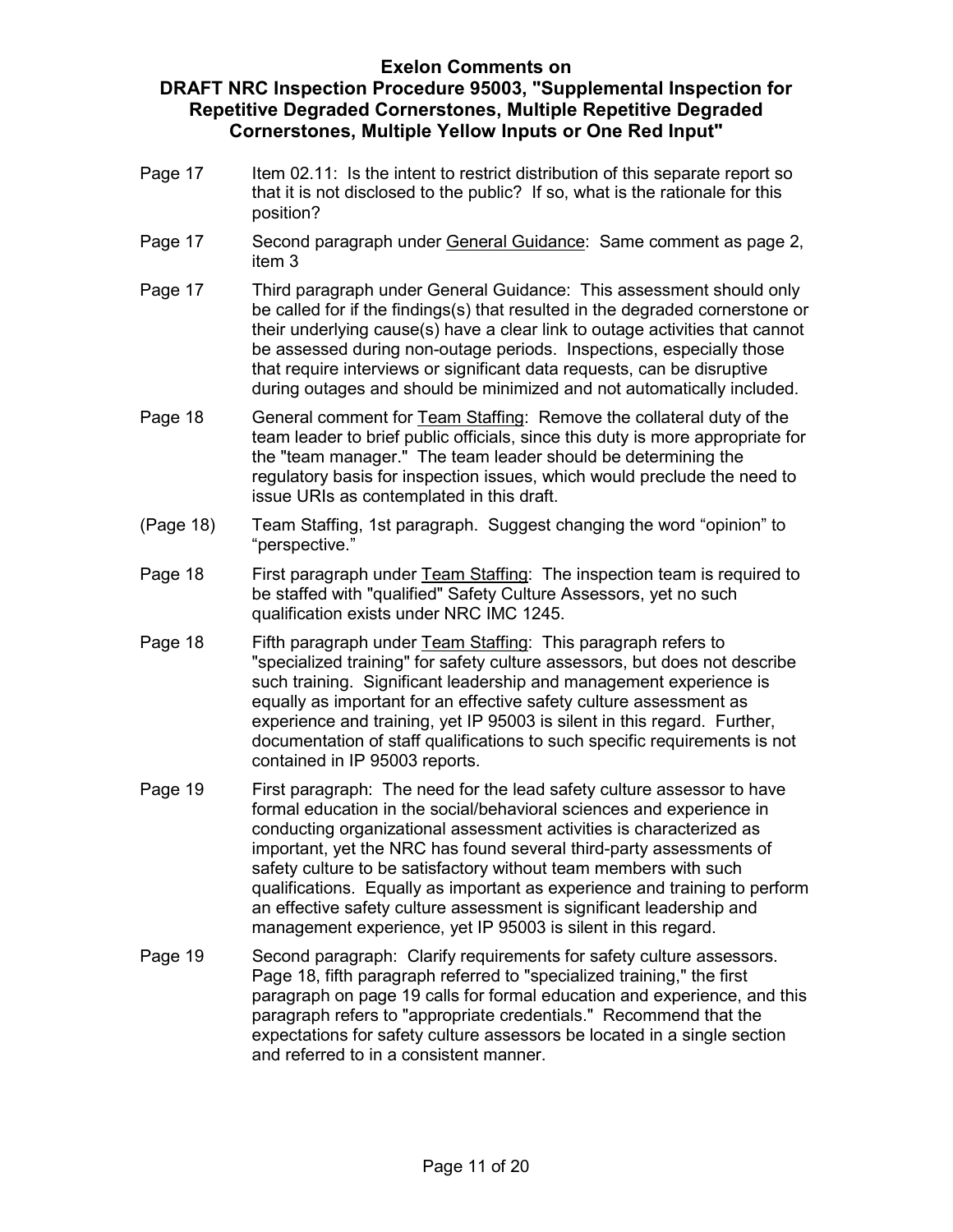**Exelon Comments on**
**DRAFT NRC Inspection Procedure 95003, "Supplemental Inspection for Repetitive Degraded Cornerstones, Multiple Repetitive Degraded Cornerstones, Multiple Yellow Inputs or One Red Input"**

| | |
|---|---|
| Page 17 | Item 02.11: Is the intent to restrict distribution of this separate report so that it is not disclosed to the public? If so, what is the rationale for this position? |
| Page 17 | Second paragraph under <u>General Guidance</u>: Same comment as page 2, item 3 |
| Page 17 | Third paragraph under General Guidance: This assessment should only be called for if the findings(s) that resulted in the degraded cornerstone or their underlying cause(s) have a clear link to outage activities that cannot be assessed during non-outage periods. Inspections, especially those that require interviews or significant data requests, can be disruptive during outages and should be minimized and not automatically included. |
| Page 18 | General comment for <u>Team Staffing</u>: Remove the collateral duty of the team leader to brief public officials, since this duty is more appropriate for the "team manager." The team leader should be determining the regulatory basis for inspection issues, which would preclude the need to issue URIs as contemplated in this draft. |
| (Page 18) | Team Staffing, 1st paragraph. Suggest changing the word "opinion" to "perspective." |
| Page 18 | First paragraph under <u>Team Staffing</u>: The inspection team is required to be staffed with "qualified" Safety Culture Assessors, yet no such qualification exists under NRC IMC 1245. |
| Page 18 | Fifth paragraph under <u>Team Staffing</u>: This paragraph refers to "specialized training" for safety culture assessors, but does not describe such training. Significant leadership and management experience is equally as important for an effective safety culture assessment as experience and training, yet IP 95003 is silent in this regard. Further, documentation of staff qualifications to such specific requirements is not contained in IP 95003 reports. |
| Page 19 | First paragraph: The need for the lead safety culture assessor to have formal education in the social/behavioral sciences and experience in conducting organizational assessment activities is characterized as important, yet the NRC has found several third-party assessments of safety culture to be satisfactory without team members with such qualifications. Equally as important as experience and training to perform an effective safety culture assessment is significant leadership and management experience, yet IP 95003 is silent in this regard. |
| Page 19 | Second paragraph: Clarify requirements for safety culture assessors. Page 18, fifth paragraph referred to "specialized training," the first paragraph on page 19 calls for formal education and experience, and this paragraph refers to "appropriate credentials." Recommend that the expectations for safety culture assessors be located in a single section and referred to in a consistent manner. |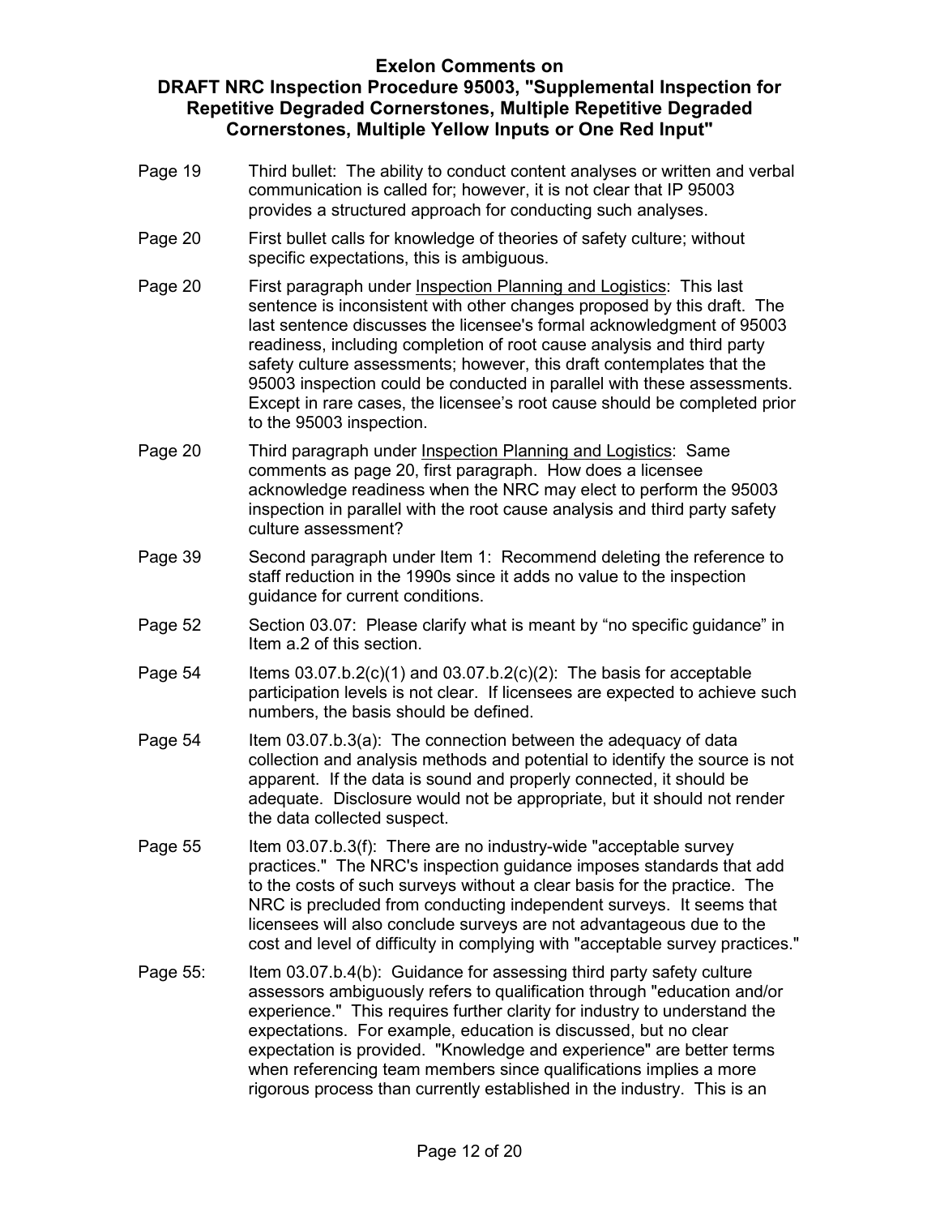**Exelon Comments on**
**DRAFT NRC Inspection Procedure 95003, "Supplemental Inspection for Repetitive Degraded Cornerstones, Multiple Repetitive Degraded Cornerstones, Multiple Yellow Inputs or One Red Input"**

| | |
|---|---|
| Page 19 | Third bullet: The ability to conduct content analyses or written and verbal communication is called for; however, it is not clear that IP 95003 provides a structured approach for conducting such analyses. |
| Page 20 | First bullet calls for knowledge of theories of safety culture; without specific expectations, this is ambiguous. |
| Page 20 | First paragraph under Inspection Planning and Logistics: This last sentence is inconsistent with other changes proposed by this draft. The last sentence discusses the licensee's formal acknowledgment of 95003 readiness, including completion of root cause analysis and third party safety culture assessments; however, this draft contemplates that the 95003 inspection could be conducted in parallel with these assessments. Except in rare cases, the licensee's root cause should be completed prior to the 95003 inspection. |
| Page 20 | Third paragraph under Inspection Planning and Logistics: Same comments as page 20, first paragraph. How does a licensee acknowledge readiness when the NRC may elect to perform the 95003 inspection in parallel with the root cause analysis and third party safety culture assessment? |
| Page 39 | Second paragraph under Item 1: Recommend deleting the reference to staff reduction in the 1990s since it adds no value to the inspection guidance for current conditions. |
| Page 52 | Section 03.07: Please clarify what is meant by "no specific guidance" in Item a.2 of this section. |
| Page 54 | Items 03.07.b.2(c)(1) and 03.07.b.2(c)(2): The basis for acceptable participation levels is not clear. If licensees are expected to achieve such numbers, the basis should be defined. |
| Page 54 | Item 03.07.b.3(a): The connection between the adequacy of data collection and analysis methods and potential to identify the source is not apparent. If the data is sound and properly connected, it should be adequate. Disclosure would not be appropriate, but it should not render the data collected suspect. |
| Page 55 | Item 03.07.b.3(f): There are no industry-wide "acceptable survey practices." The NRC's inspection guidance imposes standards that add to the costs of such surveys without a clear basis for the practice. The NRC is precluded from conducting independent surveys. It seems that licensees will also conclude surveys are not advantageous due to the cost and level of difficulty in complying with "acceptable survey practices." |
| Page 55: | Item 03.07.b.4(b): Guidance for assessing third party safety culture assessors ambiguously refers to qualification through "education and/or experience." This requires further clarity for industry to understand the expectations. For example, education is discussed, but no clear expectation is provided. "Knowledge and experience" are better terms when referencing team members since qualifications implies a more rigorous process than currently established in the industry. This is an |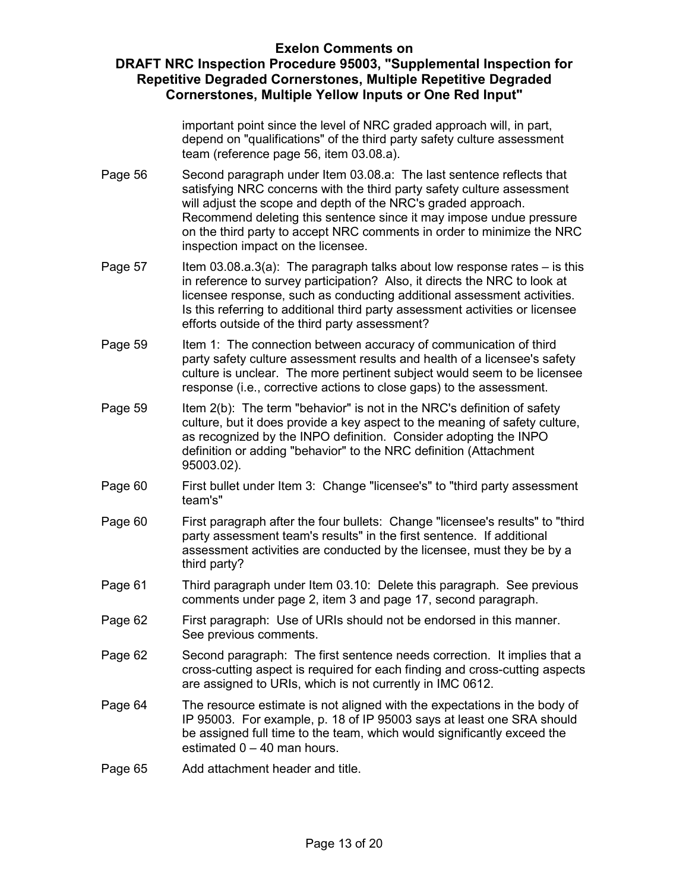important point since the level of NRC graded approach will, in part, depend on "qualifications" of the third party safety culture assessment team (reference page 56, item 03.08.a).

| | |
|---|---|
| Page 56 | Second paragraph under Item 03.08.a: The last sentence reflects that satisfying NRC concerns with the third party safety culture assessment will adjust the scope and depth of the NRC's graded approach. Recommend deleting this sentence since it may impose undue pressure on the third party to accept NRC comments in order to minimize the NRC inspection impact on the licensee. |
| Page 57 | Item 03.08.a.3(a): The paragraph talks about low response rates – is this in reference to survey participation? Also, it directs the NRC to look at licensee response, such as conducting additional assessment activities. Is this referring to additional third party assessment activities or licensee efforts outside of the third party assessment? |
| Page 59 | Item 1: The connection between accuracy of communication of third party safety culture assessment results and health of a licensee's safety culture is unclear. The more pertinent subject would seem to be licensee response (i.e., corrective actions to close gaps) to the assessment. |
| Page 59 | Item 2(b): The term "behavior" is not in the NRC's definition of safety culture, but it does provide a key aspect to the meaning of safety culture, as recognized by the INPO definition. Consider adopting the INPO definition or adding "behavior" to the NRC definition (Attachment 95003.02). |
| Page 60 | First bullet under Item 3: Change "licensee's" to "third party assessment team's" |
| Page 60 | First paragraph after the four bullets: Change "licensee's results" to "third party assessment team's results" in the first sentence. If additional assessment activities are conducted by the licensee, must they be by a third party? |
| Page 61 | Third paragraph under Item 03.10: Delete this paragraph. See previous comments under page 2, item 3 and page 17, second paragraph. |
| Page 62 | First paragraph: Use of URIs should not be endorsed in this manner. See previous comments. |
| Page 62 | Second paragraph: The first sentence needs correction. It implies that a cross-cutting aspect is required for each finding and cross-cutting aspects are assigned to URIs, which is not currently in IMC 0612. |
| Page 64 | The resource estimate is not aligned with the expectations in the body of IP 95003. For example, p. 18 of IP 95003 says at least one SRA should be assigned full time to the team, which would significantly exceed the estimated 0 – 40 man hours. |
| Page 65 | Add attachment header and title. |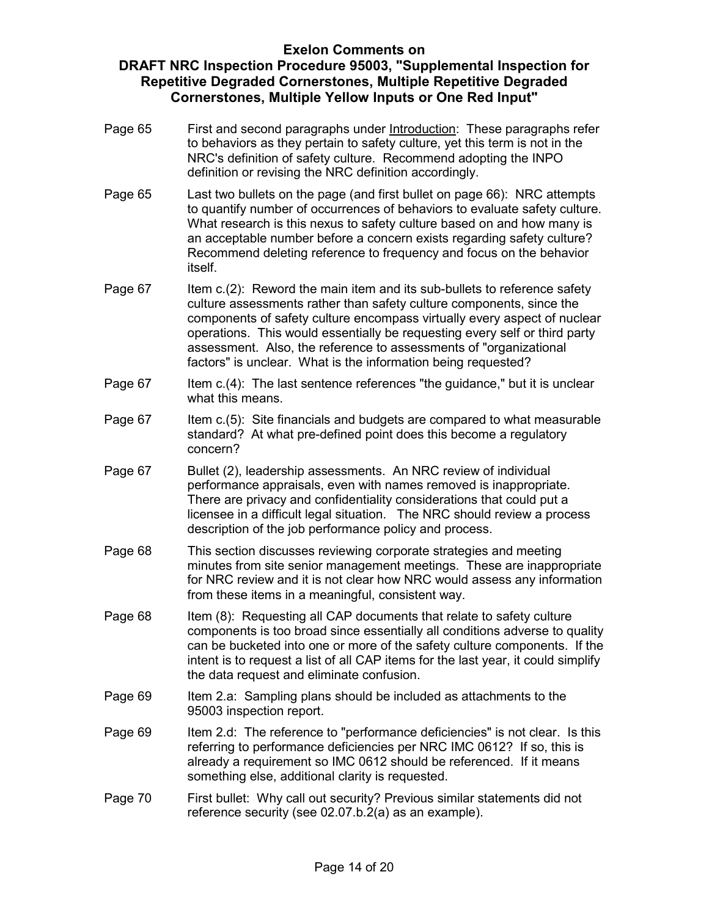**Exelon Comments on**
**DRAFT NRC Inspection Procedure 95003, "Supplemental Inspection for Repetitive Degraded Cornerstones, Multiple Repetitive Degraded Cornerstones, Multiple Yellow Inputs or One Red Input"**

| | |
|---|---|
| Page 65 | First and second paragraphs under Introduction: These paragraphs refer to behaviors as they pertain to safety culture, yet this term is not in the NRC's definition of safety culture. Recommend adopting the INPO definition or revising the NRC definition accordingly. |
| Page 65 | Last two bullets on the page (and first bullet on page 66): NRC attempts to quantify number of occurrences of behaviors to evaluate safety culture. What research is this nexus to safety culture based on and how many is an acceptable number before a concern exists regarding safety culture? Recommend deleting reference to frequency and focus on the behavior itself. |
| Page 67 | Item c.(2): Reword the main item and its sub-bullets to reference safety culture assessments rather than safety culture components, since the components of safety culture encompass virtually every aspect of nuclear operations. This would essentially be requesting every self or third party assessment. Also, the reference to assessments of "organizational factors" is unclear. What is the information being requested? |
| Page 67 | Item c.(4): The last sentence references "the guidance," but it is unclear what this means. |
| Page 67 | Item c.(5): Site financials and budgets are compared to what measurable standard? At what pre-defined point does this become a regulatory concern? |
| Page 67 | Bullet (2), leadership assessments. An NRC review of individual performance appraisals, even with names removed is inappropriate. There are privacy and confidentiality considerations that could put a licensee in a difficult legal situation. The NRC should review a process description of the job performance policy and process. |
| Page 68 | This section discusses reviewing corporate strategies and meeting minutes from site senior management meetings. These are inappropriate for NRC review and it is not clear how NRC would assess any information from these items in a meaningful, consistent way. |
| Page 68 | Item (8): Requesting all CAP documents that relate to safety culture components is too broad since essentially all conditions adverse to quality can be bucketed into one or more of the safety culture components. If the intent is to request a list of all CAP items for the last year, it could simplify the data request and eliminate confusion. |
| Page 69 | Item 2.a: Sampling plans should be included as attachments to the 95003 inspection report. |
| Page 69 | Item 2.d: The reference to "performance deficiencies" is not clear. Is this referring to performance deficiencies per NRC IMC 0612? If so, this is already a requirement so IMC 0612 should be referenced. If it means something else, additional clarity is requested. |
| Page 70 | First bullet: Why call out security? Previous similar statements did not reference security (see 02.07.b.2(a) as an example). |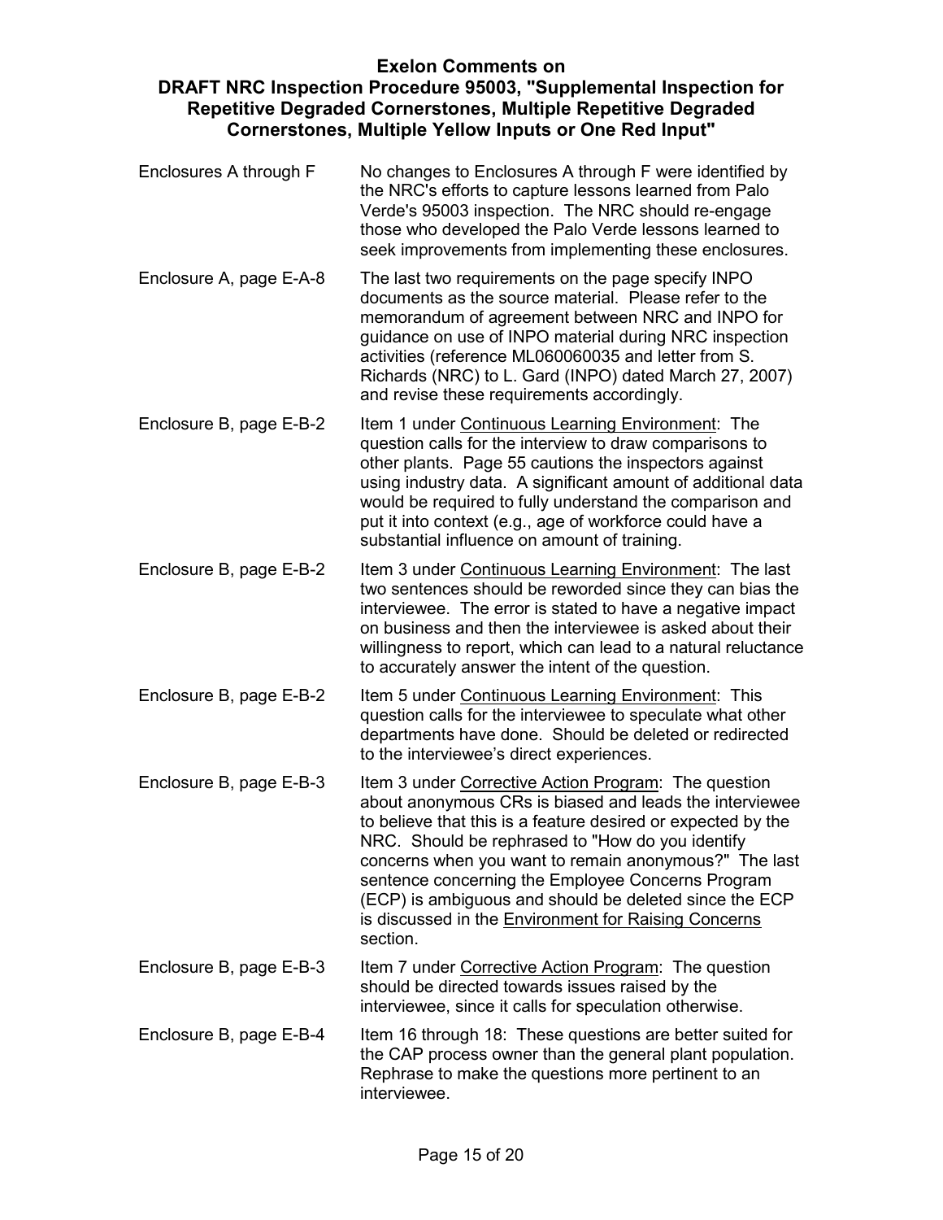**Exelon Comments on**
**DRAFT NRC Inspection Procedure 95003, "Supplemental Inspection for Repetitive Degraded Cornerstones, Multiple Repetitive Degraded Cornerstones, Multiple Yellow Inputs or One Red Input"**

| | |
|---|---|
| Enclosures A through F | No changes to Enclosures A through F were identified by the NRC's efforts to capture lessons learned from Palo Verde's 95003 inspection. The NRC should re-engage those who developed the Palo Verde lessons learned to seek improvements from implementing these enclosures. |
| Enclosure A, page E-A-8 | The last two requirements on the page specify INPO documents as the source material. Please refer to the memorandum of agreement between NRC and INPO for guidance on use of INPO material during NRC inspection activities (reference ML060060035 and letter from S. Richards (NRC) to L. Gard (INPO) dated March 27, 2007) and revise these requirements accordingly. |
| Enclosure B, page E-B-2 | Item 1 under <u>Continuous Learning Environment</u>: The question calls for the interview to draw comparisons to other plants. Page 55 cautions the inspectors against using industry data. A significant amount of additional data would be required to fully understand the comparison and put it into context (e.g., age of workforce could have a substantial influence on amount of training. |
| Enclosure B, page E-B-2 | Item 3 under <u>Continuous Learning Environment</u>: The last two sentences should be reworded since they can bias the interviewee. The error is stated to have a negative impact on business and then the interviewee is asked about their willingness to report, which can lead to a natural reluctance to accurately answer the intent of the question. |
| Enclosure B, page E-B-2 | Item 5 under <u>Continuous Learning Environment</u>: This question calls for the interviewee to speculate what other departments have done. Should be deleted or redirected to the interviewee's direct experiences. |
| Enclosure B, page E-B-3 | Item 3 under <u>Corrective Action Program</u>: The question about anonymous CRs is biased and leads the interviewee to believe that this is a feature desired or expected by the NRC. Should be rephrased to "How do you identify concerns when you want to remain anonymous?" The last sentence concerning the Employee Concerns Program (ECP) is ambiguous and should be deleted since the ECP is discussed in the <u>Environment for Raising Concerns</u> section. |
| Enclosure B, page E-B-3 | Item 7 under <u>Corrective Action Program</u>: The question should be directed towards issues raised by the interviewee, since it calls for speculation otherwise. |
| Enclosure B, page E-B-4 | Item 16 through 18: These questions are better suited for the CAP process owner than the general plant population. Rephrase to make the questions more pertinent to an interviewee. |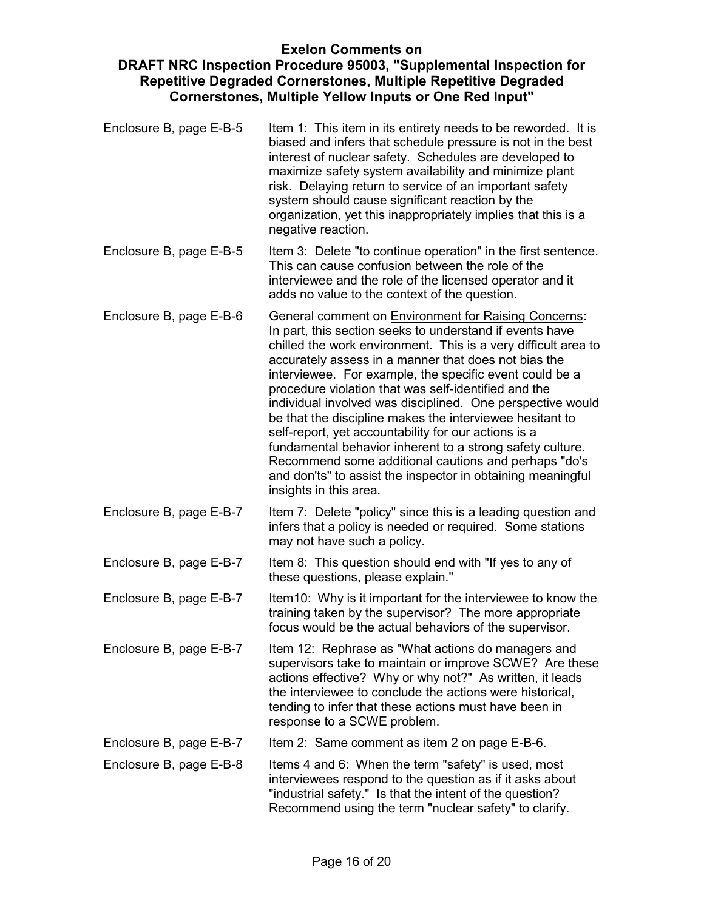**Exelon Comments on DRAFT NRC Inspection Procedure 95003, "Supplemental Inspection for Repetitive Degraded Cornerstones, Multiple Repetitive Degraded Cornerstones, Multiple Yellow Inputs or One Red Input"**

| | |
|---|---|
| Enclosure B, page E-B-5 | Item 1: This item in its entirety needs to be reworded. It is biased and infers that schedule pressure is not in the best interest of nuclear safety. Schedules are developed to maximize safety system availability and minimize plant risk. Delaying return to service of an important safety system should cause significant reaction by the organization, yet this inappropriately implies that this is a negative reaction. |
| Enclosure B, page E-B-5 | Item 3: Delete "to continue operation" in the first sentence. This can cause confusion between the role of the interviewee and the role of the licensed operator and it adds no value to the context of the question. |
| Enclosure B, page E-B-6 | General comment on <u>Environment for Raising Concerns</u>: In part, this section seeks to understand if events have chilled the work environment. This is a very difficult area to accurately assess in a manner that does not bias the interviewee. For example, the specific event could be a procedure violation that was self-identified and the individual involved was disciplined. One perspective would be that the discipline makes the interviewee hesitant to self-report, yet accountability for our actions is a fundamental behavior inherent to a strong safety culture. Recommend some additional cautions and perhaps "do's and don'ts" to assist the inspector in obtaining meaningful insights in this area. |
| Enclosure B, page E-B-7 | Item 7: Delete "policy" since this is a leading question and infers that a policy is needed or required. Some stations may not have such a policy. |
| Enclosure B, page E-B-7 | Item 8: This question should end with "If yes to any of these questions, please explain." |
| Enclosure B, page E-B-7 | Item10: Why is it important for the interviewee to know the training taken by the supervisor? The more appropriate focus would be the actual behaviors of the supervisor. |
| Enclosure B, page E-B-7 | Item 12: Rephrase as "What actions do managers and supervisors take to maintain or improve SCWE? Are these actions effective? Why or why not?" As written, it leads the interviewee to conclude the actions were historical, tending to infer that these actions must have been in response to a SCWE problem. |
| Enclosure B, page E-B-7 | Item 2: Same comment as item 2 on page E-B-6. |
| Enclosure B, page E-B-8 | Items 4 and 6: When the term "safety" is used, most interviewees respond to the question as if it asks about "industrial safety." Is that the intent of the question? Recommend using the term "nuclear safety" to clarify. |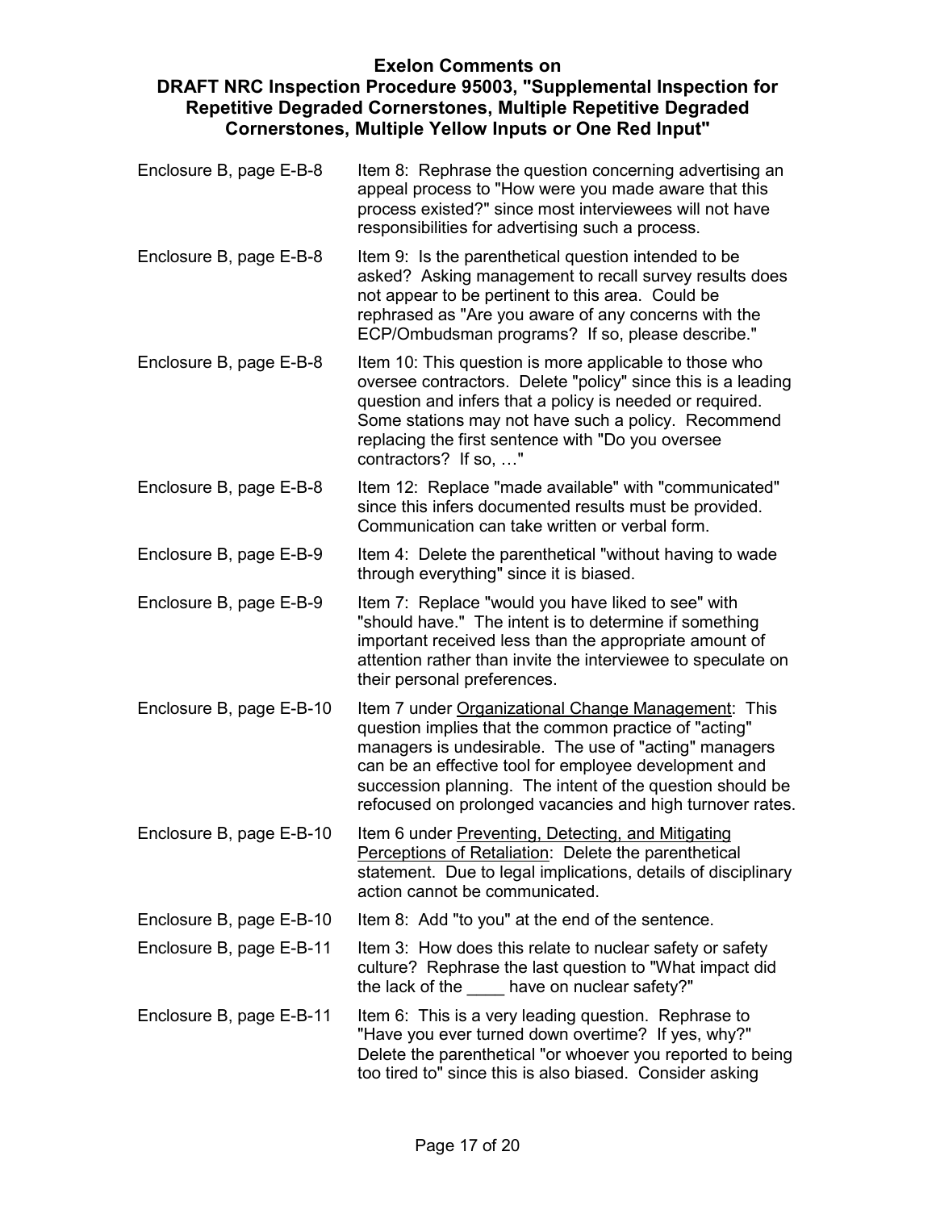**Exelon Comments on**
**DRAFT NRC Inspection Procedure 95003, "Supplemental Inspection for Repetitive Degraded Cornerstones, Multiple Repetitive Degraded Cornerstones, Multiple Yellow Inputs or One Red Input"**

| | |
|---|---|
| Enclosure B, page E-B-8 | Item 8: Rephrase the question concerning advertising an appeal process to "How were you made aware that this process existed?" since most interviewees will not have responsibilities for advertising such a process. |
| Enclosure B, page E-B-8 | Item 9: Is the parenthetical question intended to be asked? Asking management to recall survey results does not appear to be pertinent to this area. Could be rephrased as "Are you aware of any concerns with the ECP/Ombudsman programs? If so, please describe." |
| Enclosure B, page E-B-8 | Item 10: This question is more applicable to those who oversee contractors. Delete "policy" since this is a leading question and infers that a policy is needed or required. Some stations may not have such a policy. Recommend replacing the first sentence with "Do you oversee contractors? If so, …" |
| Enclosure B, page E-B-8 | Item 12: Replace "made available" with "communicated" since this infers documented results must be provided. Communication can take written or verbal form. |
| Enclosure B, page E-B-9 | Item 4: Delete the parenthetical "without having to wade through everything" since it is biased. |
| Enclosure B, page E-B-9 | Item 7: Replace "would you have liked to see" with "should have." The intent is to determine if something important received less than the appropriate amount of attention rather than invite the interviewee to speculate on their personal preferences. |
| Enclosure B, page E-B-10 | Item 7 under <u>Organizational Change Management</u>: This question implies that the common practice of "acting" managers is undesirable. The use of "acting" managers can be an effective tool for employee development and succession planning. The intent of the question should be refocused on prolonged vacancies and high turnover rates. |
| Enclosure B, page E-B-10 | Item 6 under <u>Preventing, Detecting, and Mitigating Perceptions of Retaliation</u>: Delete the parenthetical statement. Due to legal implications, details of disciplinary action cannot be communicated. |
| Enclosure B, page E-B-10 | Item 8: Add "to you" at the end of the sentence. |
| Enclosure B, page E-B-11 | Item 3: How does this relate to nuclear safety or safety culture? Rephrase the last question to "What impact did the lack of the ____ have on nuclear safety?" |
| Enclosure B, page E-B-11 | Item 6: This is a very leading question. Rephrase to "Have you ever turned down overtime? If yes, why?" Delete the parenthetical "or whoever you reported to being too tired to" since this is also biased. Consider asking |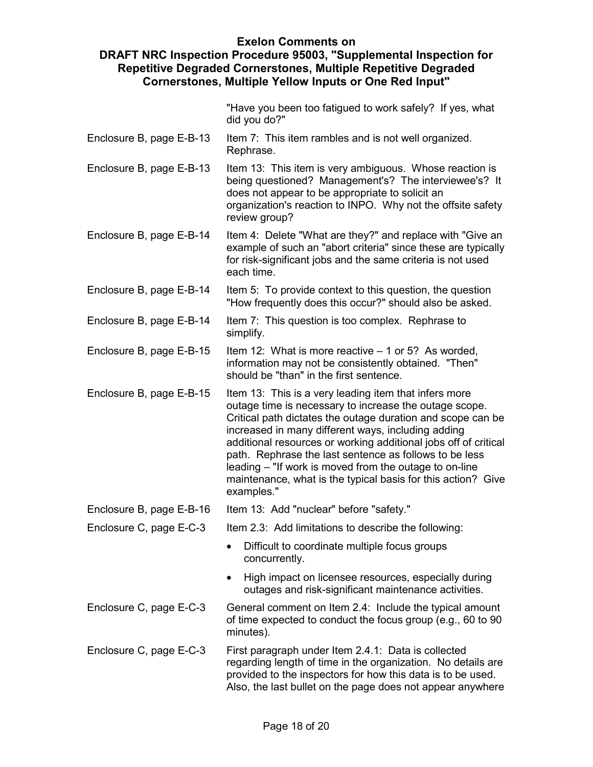**Exelon Comments on**
**DRAFT NRC Inspection Procedure 95003, "Supplemental Inspection for Repetitive Degraded Cornerstones, Multiple Repetitive Degraded Cornerstones, Multiple Yellow Inputs or One Red Input"**

| | |
|---|---|
| | "Have you been too fatigued to work safely? If yes, what did you do?" |
| Enclosure B, page E-B-13 | Item 7: This item rambles and is not well organized. Rephrase. |
| Enclosure B, page E-B-13 | Item 13: This item is very ambiguous. Whose reaction is being questioned? Management's? The interviewee's? It does not appear to be appropriate to solicit an organization's reaction to INPO. Why not the offsite safety review group? |
| Enclosure B, page E-B-14 | Item 4: Delete "What are they?" and replace with "Give an example of such an "abort criteria" since these are typically for risk-significant jobs and the same criteria is not used each time. |
| Enclosure B, page E-B-14 | Item 5: To provide context to this question, the question "How frequently does this occur?" should also be asked. |
| Enclosure B, page E-B-14 | Item 7: This question is too complex. Rephrase to simplify. |
| Enclosure B, page E-B-15 | Item 12: What is more reactive – 1 or 5? As worded, information may not be consistently obtained. "Then" should be "than" in the first sentence. |
| Enclosure B, page E-B-15 | Item 13: This is a very leading item that infers more outage time is necessary to increase the outage scope. Critical path dictates the outage duration and scope can be increased in many different ways, including adding additional resources or working additional jobs off of critical path. Rephrase the last sentence as follows to be less leading – "If work is moved from the outage to on-line maintenance, what is the typical basis for this action? Give examples." |
| Enclosure B, page E-B-16 | Item 13: Add "nuclear" before "safety." |
| Enclosure C, page E-C-3 | Item 2.3: Add limitations to describe the following:<br>• Difficult to coordinate multiple focus groups concurrently.<br>• High impact on licensee resources, especially during outages and risk-significant maintenance activities. |
| Enclosure C, page E-C-3 | General comment on Item 2.4: Include the typical amount of time expected to conduct the focus group (e.g., 60 to 90 minutes). |
| Enclosure C, page E-C-3 | First paragraph under Item 2.4.1: Data is collected regarding length of time in the organization. No details are provided to the inspectors for how this data is to be used. Also, the last bullet on the page does not appear anywhere |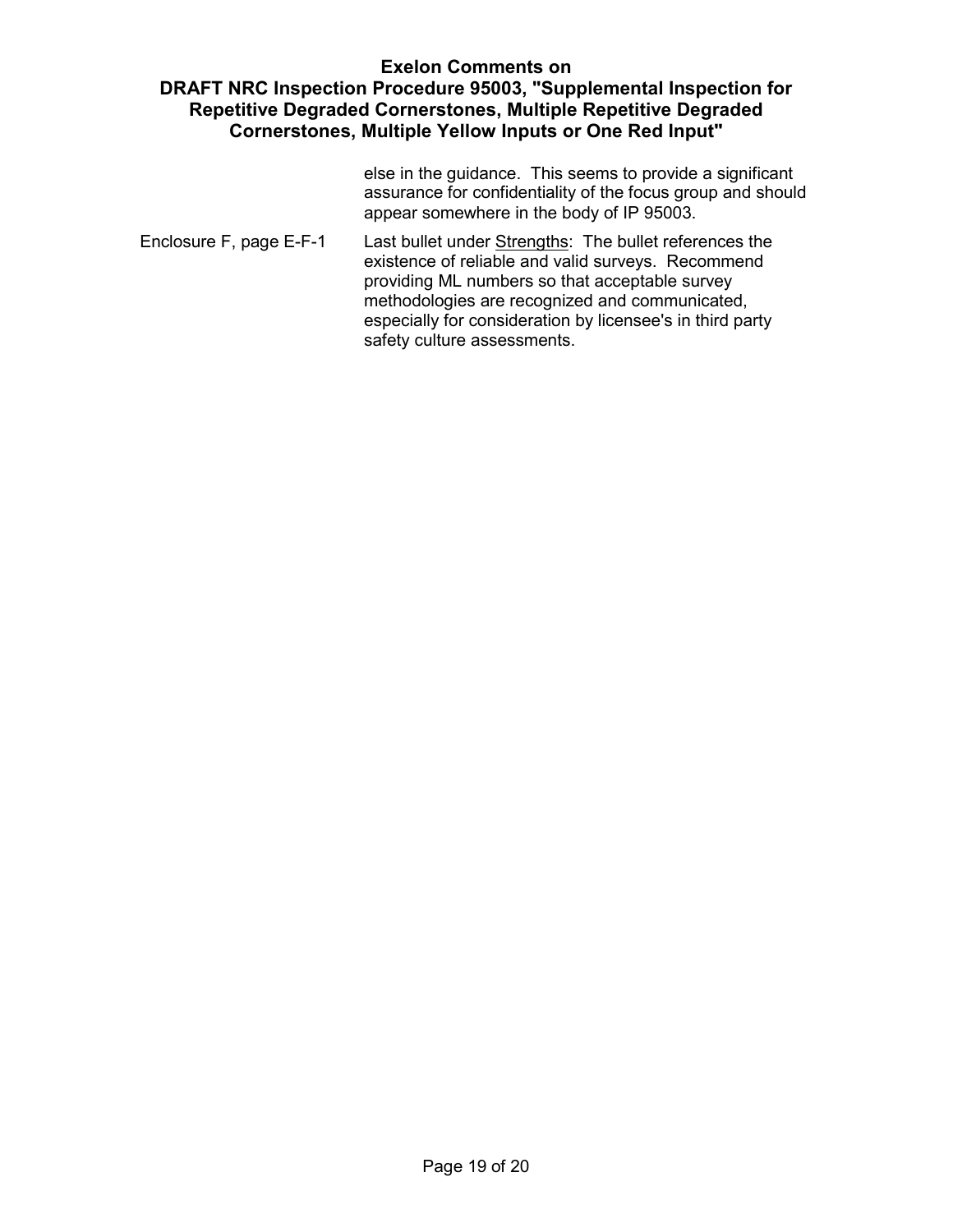| | |
|---|---|
| | else in the guidance. This seems to provide a significant assurance for confidentiality of the focus group and should appear somewhere in the body of IP 95003. |
| Enclosure F, page E-F-1 | Last bullet under <u>Strengths</u>: The bullet references the existence of reliable and valid surveys. Recommend providing ML numbers so that acceptable survey methodologies are recognized and communicated, especially for consideration by licensee's in third party safety culture assessments. |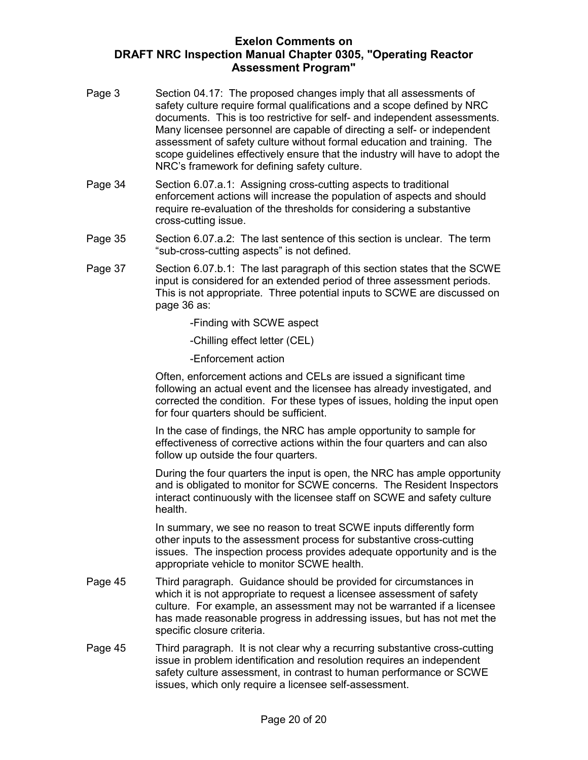**Exelon Comments on DRAFT NRC Inspection Manual Chapter 0305, "Operating Reactor Assessment Program"**

Page 3 Section 04.17: The proposed changes imply that all assessments of safety culture require formal qualifications and a scope defined by NRC documents. This is too restrictive for self- and independent assessments. Many licensee personnel are capable of directing a self- or independent assessment of safety culture without formal education and training. The scope guidelines effectively ensure that the industry will have to adopt the NRC's framework for defining safety culture.

Page 34 Section 6.07.a.1: Assigning cross-cutting aspects to traditional enforcement actions will increase the population of aspects and should require re-evaluation of the thresholds for considering a substantive cross-cutting issue.

Page 35 Section 6.07.a.2: The last sentence of this section is unclear. The term "sub-cross-cutting aspects" is not defined.

Page 37 Section 6.07.b.1: The last paragraph of this section states that the SCWE input is considered for an extended period of three assessment periods. This is not appropriate. Three potential inputs to SCWE are discussed on page 36 as:

- Finding with SCWE aspect
- Chilling effect letter (CEL)
- Enforcement action

Often, enforcement actions and CELs are issued a significant time following an actual event and the licensee has already investigated, and corrected the condition. For these types of issues, holding the input open for four quarters should be sufficient.

In the case of findings, the NRC has ample opportunity to sample for effectiveness of corrective actions within the four quarters and can also follow up outside the four quarters.

During the four quarters the input is open, the NRC has ample opportunity and is obligated to monitor for SCWE concerns. The Resident Inspectors interact continuously with the licensee staff on SCWE and safety culture health.

In summary, we see no reason to treat SCWE inputs differently form other inputs to the assessment process for substantive cross-cutting issues. The inspection process provides adequate opportunity and is the appropriate vehicle to monitor SCWE health.

Page 45 Third paragraph. Guidance should be provided for circumstances in which it is not appropriate to request a licensee assessment of safety culture. For example, an assessment may not be warranted if a licensee has made reasonable progress in addressing issues, but has not met the specific closure criteria.

Page 45 Third paragraph. It is not clear why a recurring substantive cross-cutting issue in problem identification and resolution requires an independent safety culture assessment, in contrast to human performance or SCWE issues, which only require a licensee self-assessment.